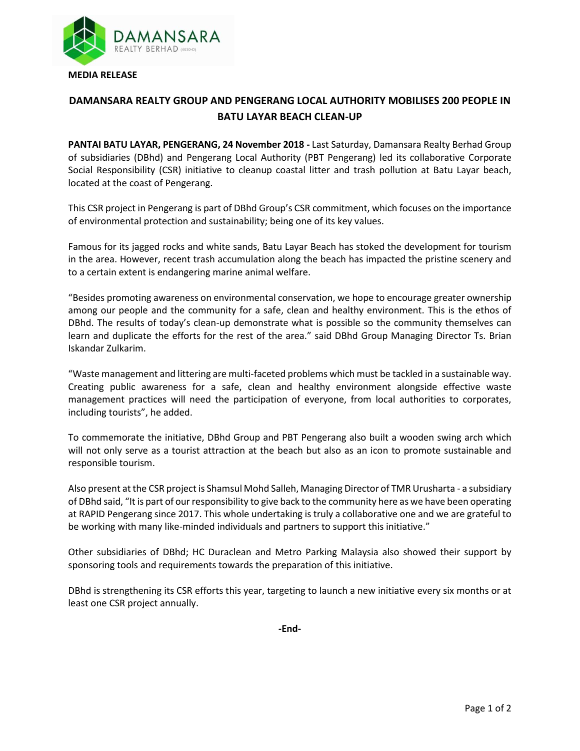**MEDIA RELEASE**

# DAMANSARA REALTY GROUP AND PENGERANG LOCAL AUTHORITY MOBILISES 200 PEOPLE IN BATU LAYAR BEACH CLEAN-UP

**PANTAI BATU LAYAR, PENGERANG, 24 November 2018 -** Last Saturday, Damansara Realty Berhad Group of subsidiaries (DBhd) and Pengerang Local Authority (PBT Pengerang) led its collaborative Corporate Social Responsibility (CSR) initiative to cleanup coastal litter and trash pollution at Batu Layar beach, located at the coast of Pengerang.

This CSR project in Pengerang is part of DBhd Group's CSR commitment, which focuses on the importance of environmental protection and sustainability; being one of its key values.

Famous for its jagged rocks and white sands, Batu Layar Beach has stoked the development for tourism in the area. However, recent trash accumulation along the beach has impacted the pristine scenery and to a certain extent is endangering marine animal welfare.

"Besides promoting awareness on environmental conservation, we hope to encourage greater ownership among our people and the community for a safe, clean and healthy environment. This is the ethos of DBhd. The results of today's clean-up demonstrate what is possible so the community themselves can learn and duplicate the efforts for the rest of the area." said DBhd Group Managing Director Ts. Brian Iskandar Zulkarim.

"Waste management and littering are multi-faceted problems which must be tackled in a sustainable way. Creating public awareness for a safe, clean and healthy environment alongside effective waste management practices will need the participation of everyone, from local authorities to corporates, including tourists", he added.

To commemorate the initiative, DBhd Group and PBT Pengerang also built a wooden swing arch which will not only serve as a tourist attraction at the beach but also as an icon to promote sustainable and responsible tourism.

Also present at the CSR project is Shamsul Mohd Salleh, Managing Director of TMR Urusharta - a subsidiary of DBhd said, "It is part of our responsibility to give back to the community here as we have been operating at RAPID Pengerang since 2017. This whole undertaking is truly a collaborative one and we are grateful to be working with many like-minded individuals and partners to support this initiative."

Other subsidiaries of DBhd; HC Duraclean and Metro Parking Malaysia also showed their support by sponsoring tools and requirements towards the preparation of this initiative.

DBhd is strengthening its CSR efforts this year, targeting to launch a new initiative every six months or at least one CSR project annually.

**-End-**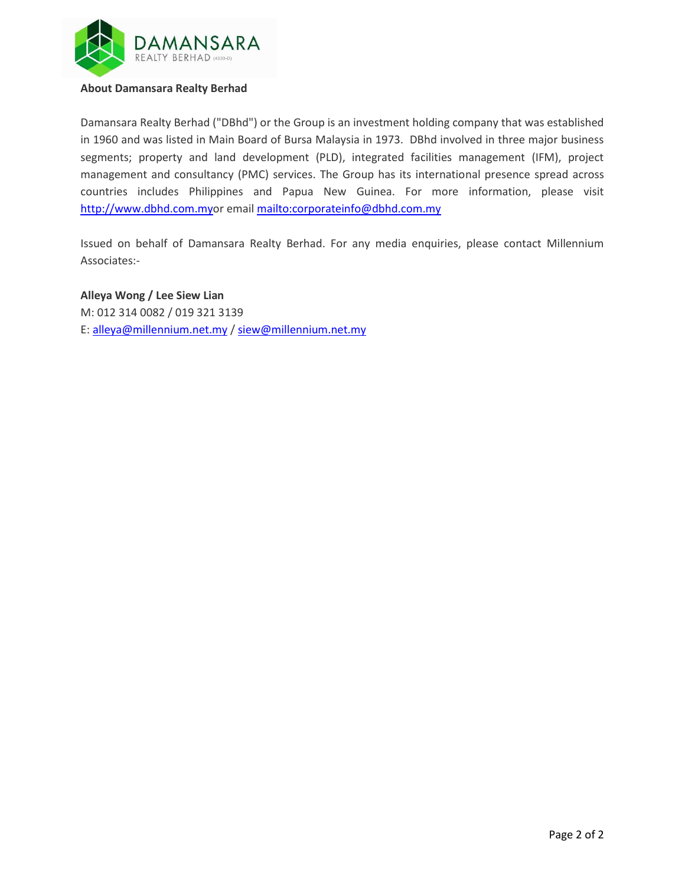**About Damansara Realty Berhad**

Damansara Realty Berhad ("DBhd") or the Group is an investment holding company that was established in 1960 and was listed in Main Board of Bursa Malaysia in 1973. DBhd involved in three major business segments; property and land development (PLD), integrated facilities management (IFM), project management and consultancy (PMC) services. The Group has its international presence spread across countries includes Philippines and Papua New Guinea. For more information, please visit http://www.dbhd.com.myor email mailto:corporateinfo@dbhd.com.my

Issued on behalf of Damansara Realty Berhad. For any media enquiries, please contact Millennium Associates:-

**Alleya Wong / Lee Siew Lian**
M: 012 314 0082 / 019 321 3139
E: alleya@millennium.net.my / siew@millennium.net.my